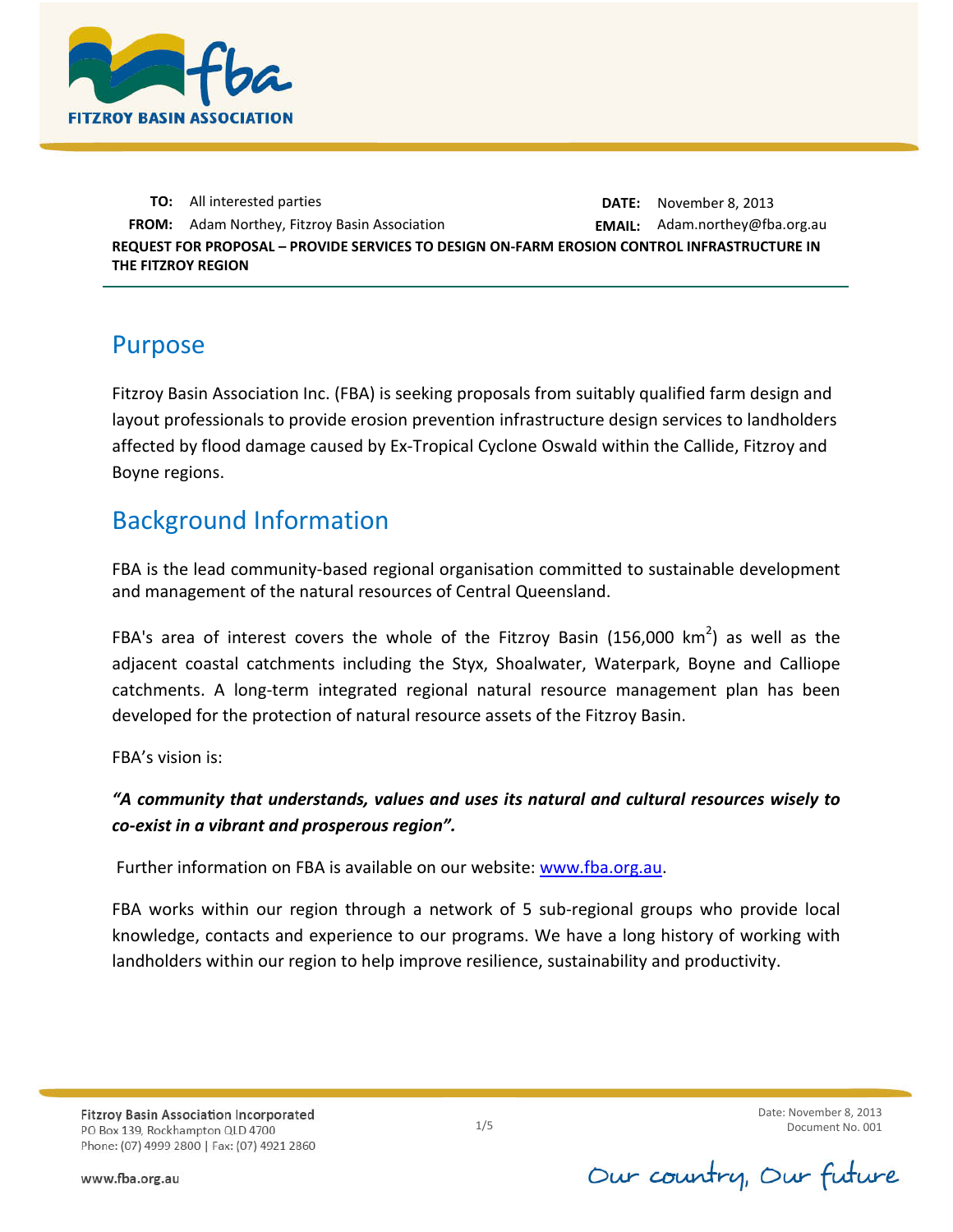**TO:** All interested parties

**FROM:** Adam Northey, Fitzroy Basin Association

**DATE:** November 8, 2013

**EMAIL:** Adam.northey@fba.org.au

**REQUEST FOR PROPOSAL – PROVIDE SERVICES TO DESIGN ON-FARM EROSION CONTROL INFRASTRUCTURE IN THE FITZROY REGION**

## Purpose

Fitzroy Basin Association Inc. (FBA) is seeking proposals from suitably qualified farm design and layout professionals to provide erosion prevention infrastructure design services to landholders affected by flood damage caused by Ex-Tropical Cyclone Oswald within the Callide, Fitzroy and Boyne regions.

## Background Information

FBA is the lead community-based regional organisation committed to sustainable development and management of the natural resources of Central Queensland.

FBA's area of interest covers the whole of the Fitzroy Basin (156,000 km$^2$) as well as the adjacent coastal catchments including the Styx, Shoalwater, Waterpark, Boyne and Calliope catchments. A long-term integrated regional natural resource management plan has been developed for the protection of natural resource assets of the Fitzroy Basin.

FBA's vision is:

***"A community that understands, values and uses its natural and cultural resources wisely to co-exist in a vibrant and prosperous region".***

Further information on FBA is available on our website: [www.fba.org.au](http://www.fba.org.au).

FBA works within our region through a network of 5 sub-regional groups who provide local knowledge, contacts and experience to our programs. We have a long history of working with landholders within our region to help improve resilience, sustainability and productivity.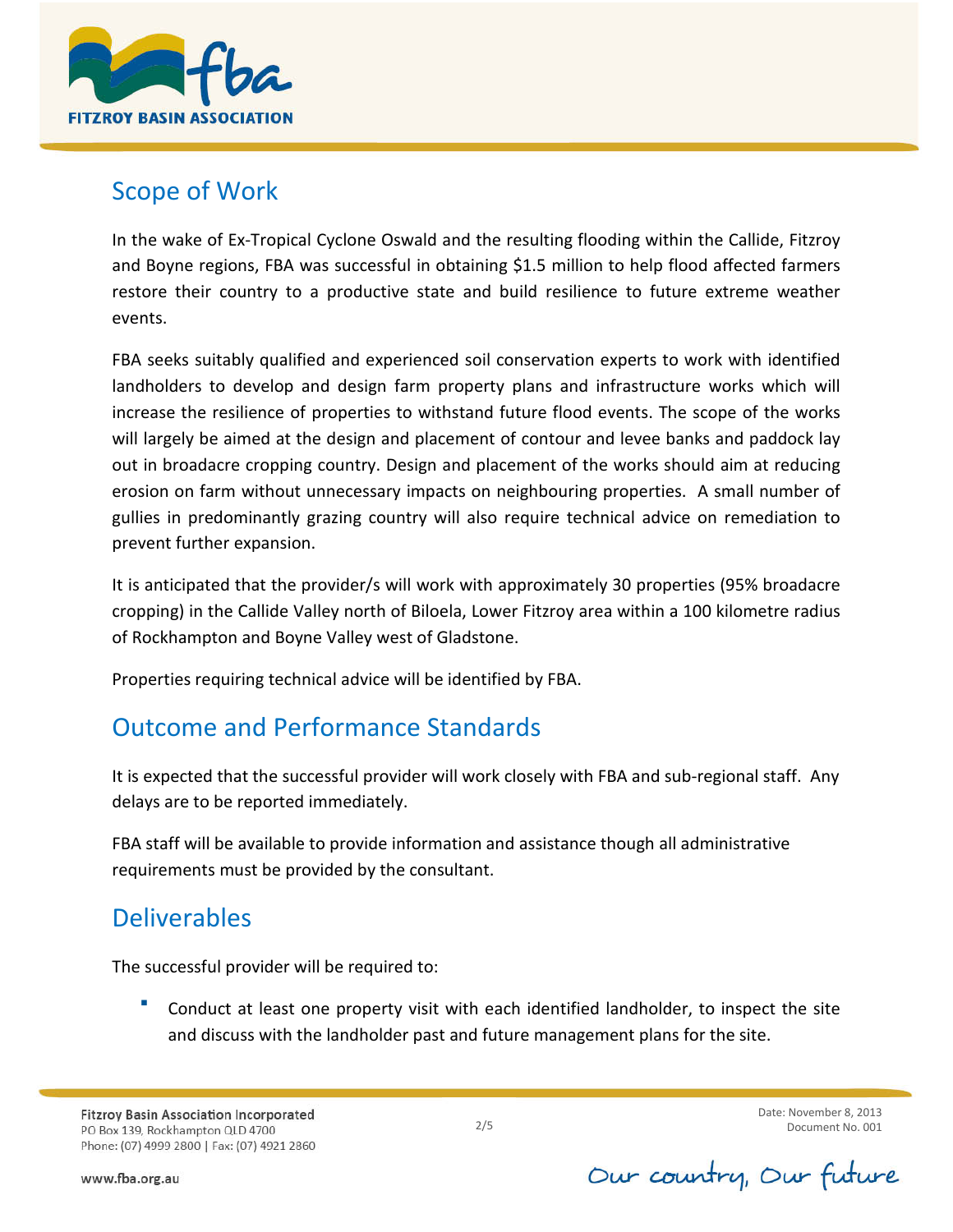## Scope of Work

In the wake of Ex-Tropical Cyclone Oswald and the resulting flooding within the Callide, Fitzroy and Boyne regions, FBA was successful in obtaining $1.5 million to help flood affected farmers restore their country to a productive state and build resilience to future extreme weather events.

FBA seeks suitably qualified and experienced soil conservation experts to work with identified landholders to develop and design farm property plans and infrastructure works which will increase the resilience of properties to withstand future flood events. The scope of the works will largely be aimed at the design and placement of contour and levee banks and paddock lay out in broadacre cropping country. Design and placement of the works should aim at reducing erosion on farm without unnecessary impacts on neighbouring properties. A small number of gullies in predominantly grazing country will also require technical advice on remediation to prevent further expansion.

It is anticipated that the provider/s will work with approximately 30 properties (95% broadacre cropping) in the Callide Valley north of Biloela, Lower Fitzroy area within a 100 kilometre radius of Rockhampton and Boyne Valley west of Gladstone.

Properties requiring technical advice will be identified by FBA.

## Outcome and Performance Standards

It is expected that the successful provider will work closely with FBA and sub-regional staff. Any delays are to be reported immediately.

FBA staff will be available to provide information and assistance though all administrative requirements must be provided by the consultant.

## Deliverables

The successful provider will be required to:

- Conduct at least one property visit with each identified landholder, to inspect the site and discuss with the landholder past and future management plans for the site.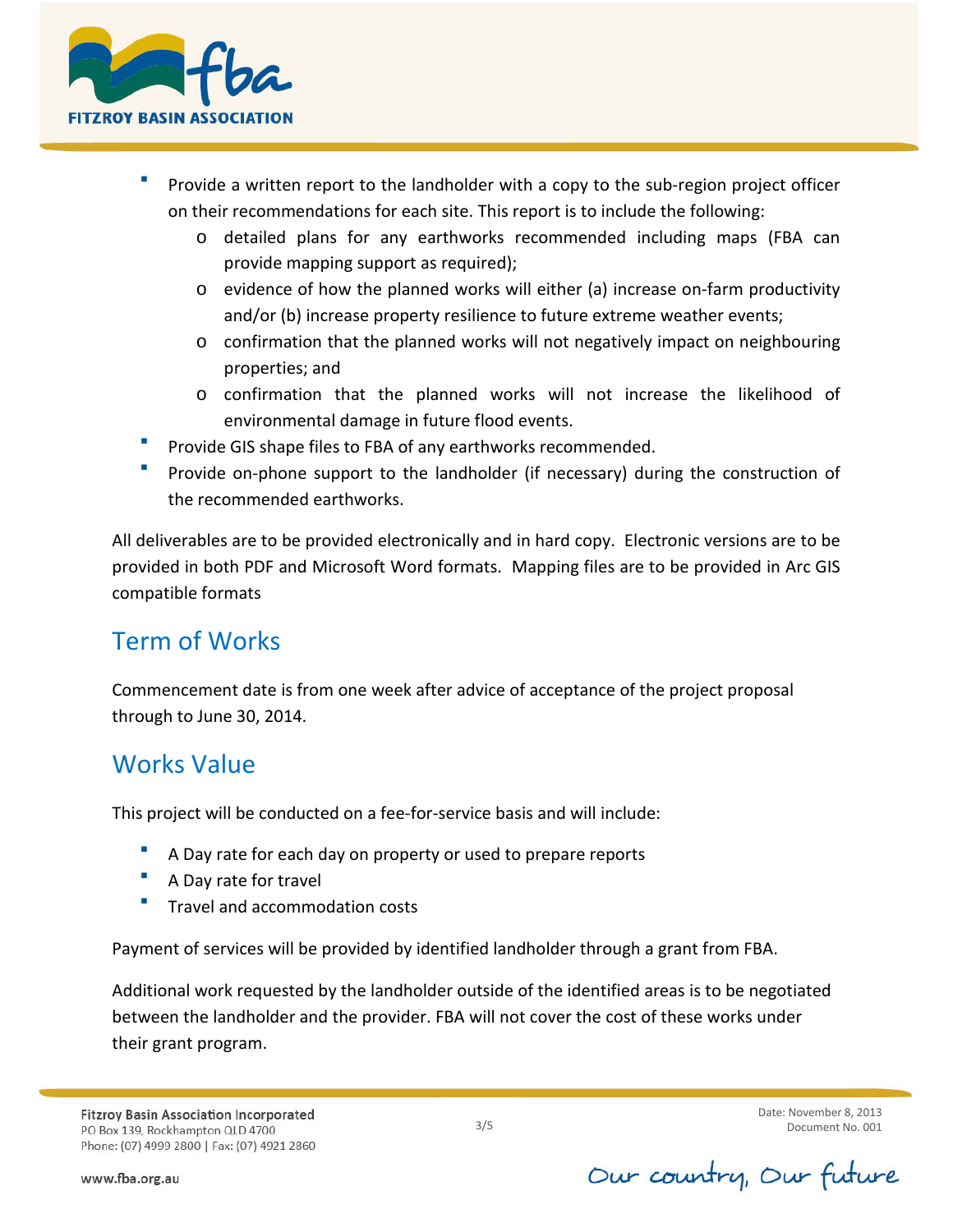- Provide a written report to the landholder with a copy to the sub-region project officer on their recommendations for each site. This report is to include the following:
    - detailed plans for any earthworks recommended including maps (FBA can provide mapping support as required);
    - evidence of how the planned works will either (a) increase on-farm productivity and/or (b) increase property resilience to future extreme weather events;
    - confirmation that the planned works will not negatively impact on neighbouring properties; and
    - confirmation that the planned works will not increase the likelihood of environmental damage in future flood events.
- Provide GIS shape files to FBA of any earthworks recommended.
- Provide on-phone support to the landholder (if necessary) during the construction of the recommended earthworks.

All deliverables are to be provided electronically and in hard copy. Electronic versions are to be provided in both PDF and Microsoft Word formats. Mapping files are to be provided in Arc GIS compatible formats

## Term of Works

Commencement date is from one week after advice of acceptance of the project proposal through to June 30, 2014.

## Works Value

This project will be conducted on a fee-for-service basis and will include:

- A Day rate for each day on property or used to prepare reports
- A Day rate for travel
- Travel and accommodation costs

Payment of services will be provided by identified landholder through a grant from FBA.

Additional work requested by the landholder outside of the identified areas is to be negotiated between the landholder and the provider. FBA will not cover the cost of these works under their grant program.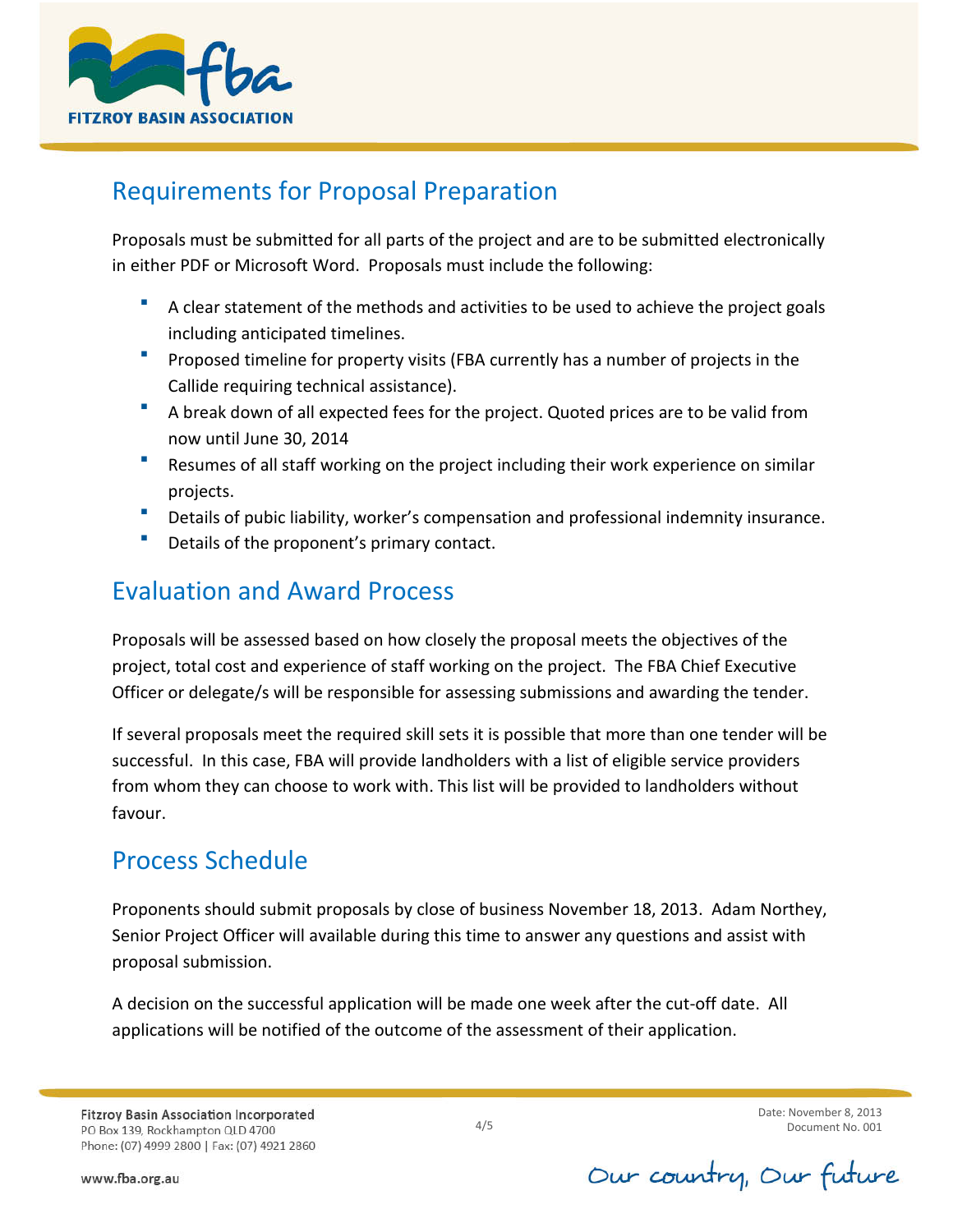## Requirements for Proposal Preparation

Proposals must be submitted for all parts of the project and are to be submitted electronically in either PDF or Microsoft Word. Proposals must include the following:

- A clear statement of the methods and activities to be used to achieve the project goals including anticipated timelines.
- Proposed timeline for property visits (FBA currently has a number of projects in the Callide requiring technical assistance).
- A break down of all expected fees for the project. Quoted prices are to be valid from now until June 30, 2014
- Resumes of all staff working on the project including their work experience on similar projects.
- Details of pubic liability, worker's compensation and professional indemnity insurance.
- Details of the proponent's primary contact.

## Evaluation and Award Process

Proposals will be assessed based on how closely the proposal meets the objectives of the project, total cost and experience of staff working on the project. The FBA Chief Executive Officer or delegate/s will be responsible for assessing submissions and awarding the tender.

If several proposals meet the required skill sets it is possible that more than one tender will be successful. In this case, FBA will provide landholders with a list of eligible service providers from whom they can choose to work with. This list will be provided to landholders without favour.

## Process Schedule

Proponents should submit proposals by close of business November 18, 2013. Adam Northey, Senior Project Officer will available during this time to answer any questions and assist with proposal submission.

A decision on the successful application will be made one week after the cut-off date. All applications will be notified of the outcome of the assessment of their application.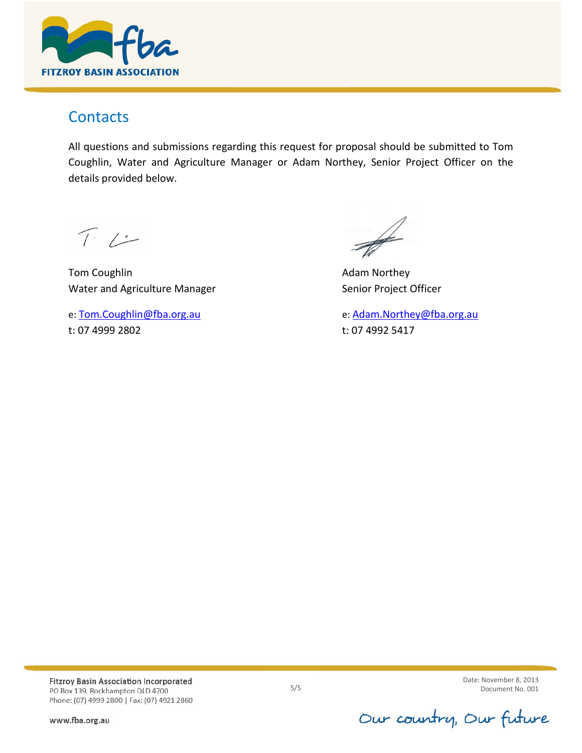## Contacts

All questions and submissions regarding this request for proposal should be submitted to Tom Coughlin, Water and Agriculture Manager or Adam Northey, Senior Project Officer on the details provided below.

Tom Coughlin
Water and Agriculture Manager

e: Tom.Coughlin@fba.org.au
t: 07 4999 2802

Adam Northey
Senior Project Officer

e: Adam.Northey@fba.org.au
t: 07 4992 5417